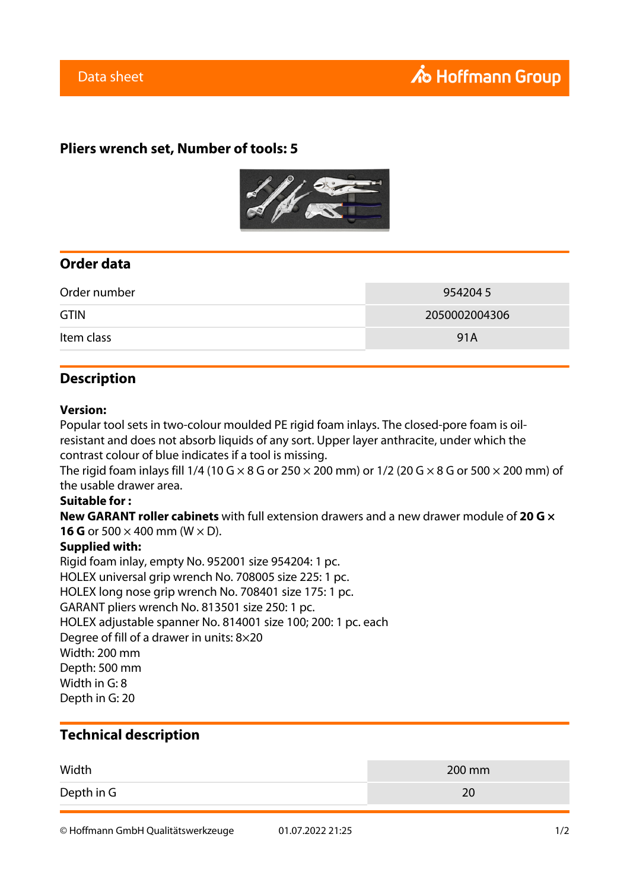Data sheet

# Pliers wrench set, Number of tools: 5

## Order data

| | |
|---|---|
| Order number | 954204 5 |
| GTIN | 2050002004306 |
| Item class | 91A |

## Description

**Version:**
Popular tool sets in two-colour moulded PE rigid foam inlays. The closed-pore foam is oil-resistant and does not absorb liquids of any sort. Upper layer anthracite, under which the contrast colour of blue indicates if a tool is missing.
The rigid foam inlays fill 1/4 (10 G × 8 G or 250 × 200 mm) or 1/2 (20 G × 8 G or 500 × 200 mm) of the usable drawer area.
**Suitable for :**
**New GARANT roller cabinets** with full extension drawers and a new drawer module of **20 G × 16 G** or 500 × 400 mm (W × D).
**Supplied with:**
Rigid foam inlay, empty No. 952001 size 954204: 1 pc.
HOLEX universal grip wrench No. 708005 size 225: 1 pc.
HOLEX long nose grip wrench No. 708401 size 175: 1 pc.
GARANT pliers wrench No. 813501 size 250: 1 pc.
HOLEX adjustable spanner No. 814001 size 100; 200: 1 pc. each
Degree of fill of a drawer in units: 8×20
Width: 200 mm
Depth: 500 mm
Width in G: 8
Depth in G: 20

## Technical description

| | |
|---|---|
| Width | 200 mm |
| Depth in G | 20 |

© Hoffmann GmbH Qualitätswerkzeuge 01.07.2022 21:25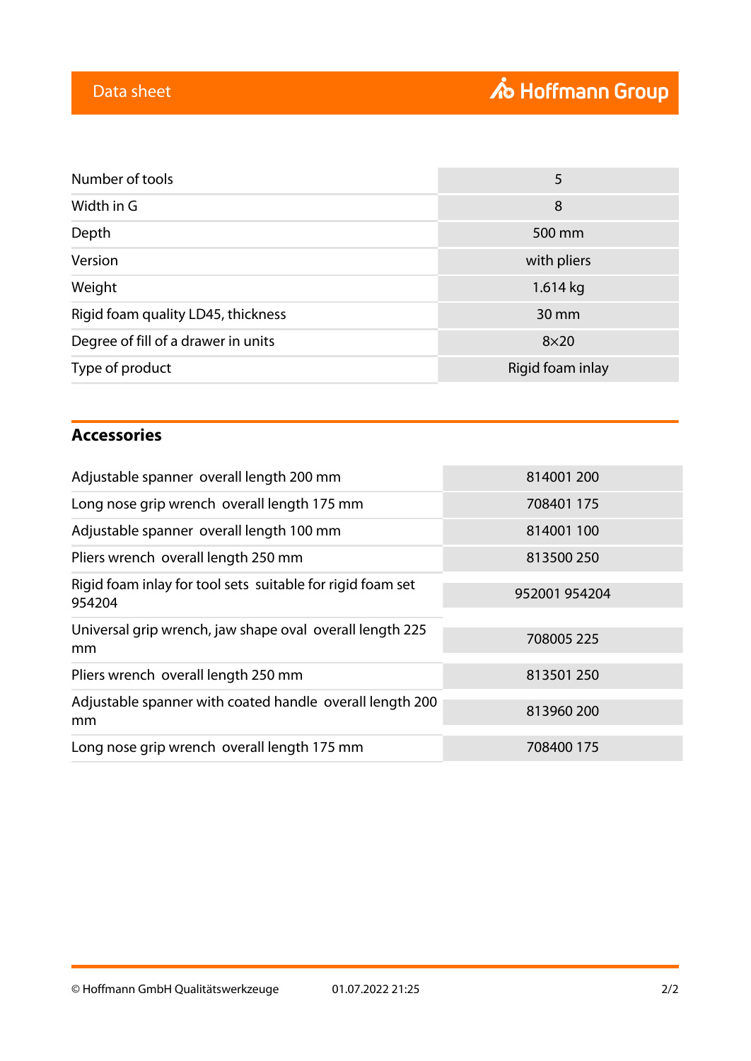| | |
|---|---|
| Number of tools | 5 |
| Width in G | 8 |
| Depth | 500 mm |
| Version | with pliers |
| Weight | 1.614 kg |
| Rigid foam quality LD45, thickness | 30 mm |
| Degree of fill of a drawer in units | 8×20 |
| Type of product | Rigid foam inlay |

## Accessories

| | |
|---|---|
| Adjustable spanner overall length 200 mm | 814001 200 |
| Long nose grip wrench overall length 175 mm | 708401 175 |
| Adjustable spanner overall length 100 mm | 814001 100 |
| Pliers wrench overall length 250 mm | 813500 250 |
| Rigid foam inlay for tool sets suitable for rigid foam set 954204 | 952001 954204 |
| Universal grip wrench, jaw shape oval overall length 225 mm | 708005 225 |
| Pliers wrench overall length 250 mm | 813501 250 |
| Adjustable spanner with coated handle overall length 200 mm | 813960 200 |
| Long nose grip wrench overall length 175 mm | 708400 175 |